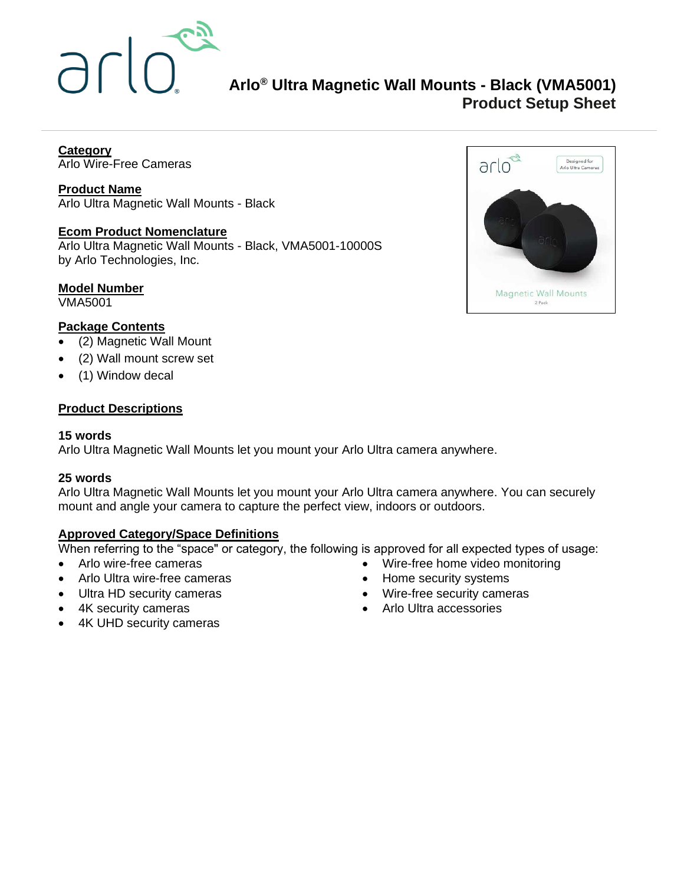# Arlo® Ultra Magnetic Wall Mounts - Black (VMA5001)
## Product Setup Sheet

**Category**
Arlo Wire-Free Cameras

**Product Name**
Arlo Ultra Magnetic Wall Mounts - Black

**Ecom Product Nomenclature**
Arlo Ultra Magnetic Wall Mounts - Black, VMA5001-10000S by Arlo Technologies, Inc.

**Model Number**
VMA5001

**Package Contents**
- (2) Magnetic Wall Mount
- (2) Wall mount screw set
- (1) Window decal

**Product Descriptions**

**15 words**
Arlo Ultra Magnetic Wall Mounts let you mount your Arlo Ultra camera anywhere.

**25 words**
Arlo Ultra Magnetic Wall Mounts let you mount your Arlo Ultra camera anywhere. You can securely mount and angle your camera to capture the perfect view, indoors or outdoors.

**Approved Category/Space Definitions**
When referring to the "space" or category, the following is approved for all expected types of usage:
- Arlo wire-free cameras
- Arlo Ultra wire-free cameras
- Ultra HD security cameras
- 4K security cameras
- 4K UHD security cameras
- Wire-free home video monitoring
- Home security systems
- Wire-free security cameras
- Arlo Ultra accessories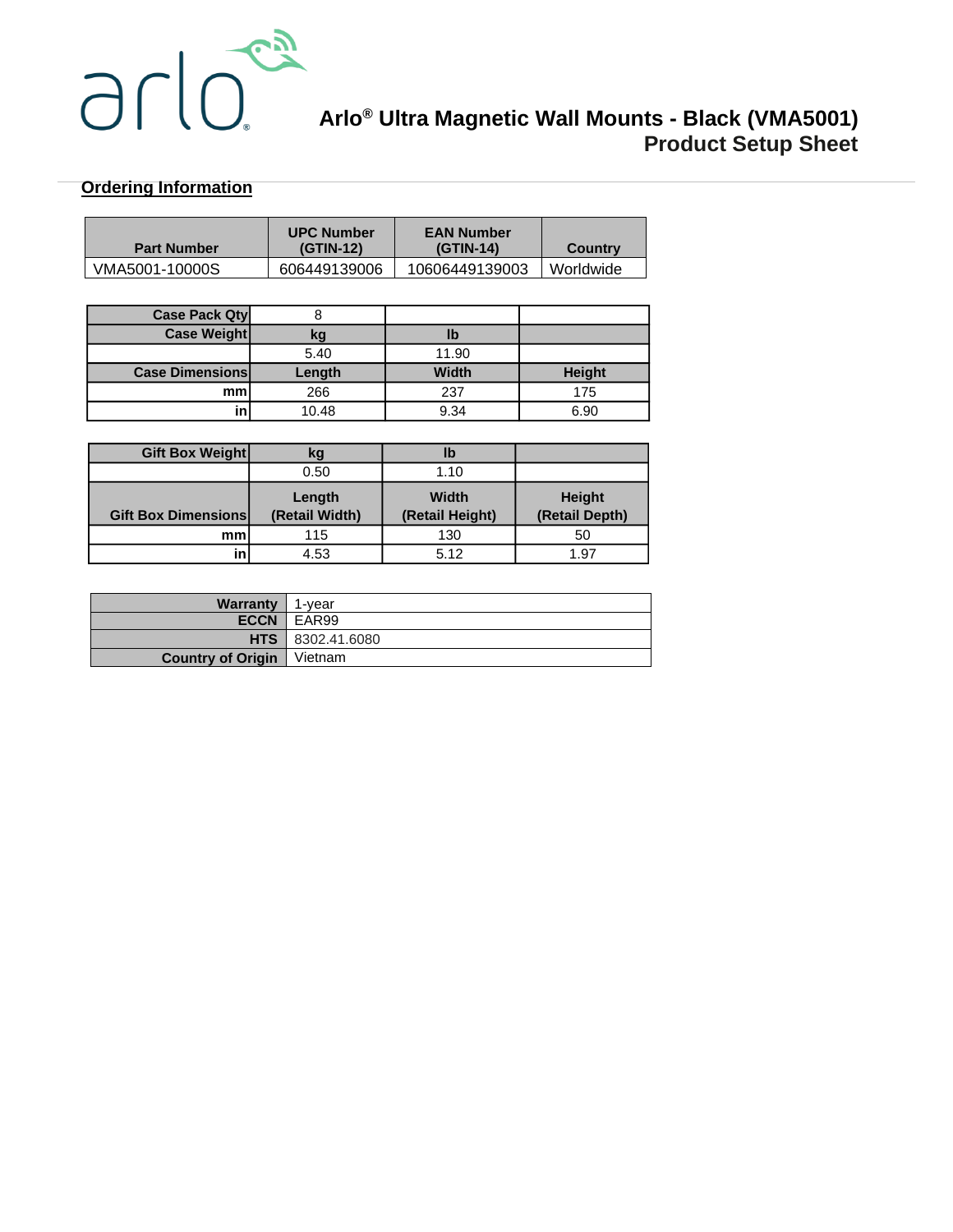# Arlo® Ultra Magnetic Wall Mounts - Black (VMA5001)
## Product Setup Sheet

**Ordering Information**

| Part Number | UPC Number (GTIN-12) | EAN Number (GTIN-14) | Country |
|---|---|---|---|
| VMA5001-10000S | 606449139006 | 10606449139003 | Worldwide |

| | | | |
|---|---|---|---|
| **Case Pack Qty** | 8 | | |
| **Case Weight** | **kg** | **lb** | |
| | 5.40 | 11.90 | |
| **Case Dimensions** | **Length** | **Width** | **Height** |
| **mm** | 266 | 237 | 175 |
| **in** | 10.48 | 9.34 | 6.90 |

| | | | |
|---|---|---|---|
| **Gift Box Weight** | **kg** | **lb** | |
| | 0.50 | 1.10 | |
| **Gift Box Dimensions** | **Length (Retail Width)** | **Width (Retail Height)** | **Height (Retail Depth)** |
| **mm** | 115 | 130 | 50 |
| **in** | 4.53 | 5.12 | 1.97 |

| | |
|---|---|
| **Warranty** | 1-year |
| **ECCN** | EAR99 |
| **HTS** | 8302.41.6080 |
| **Country of Origin** | Vietnam |